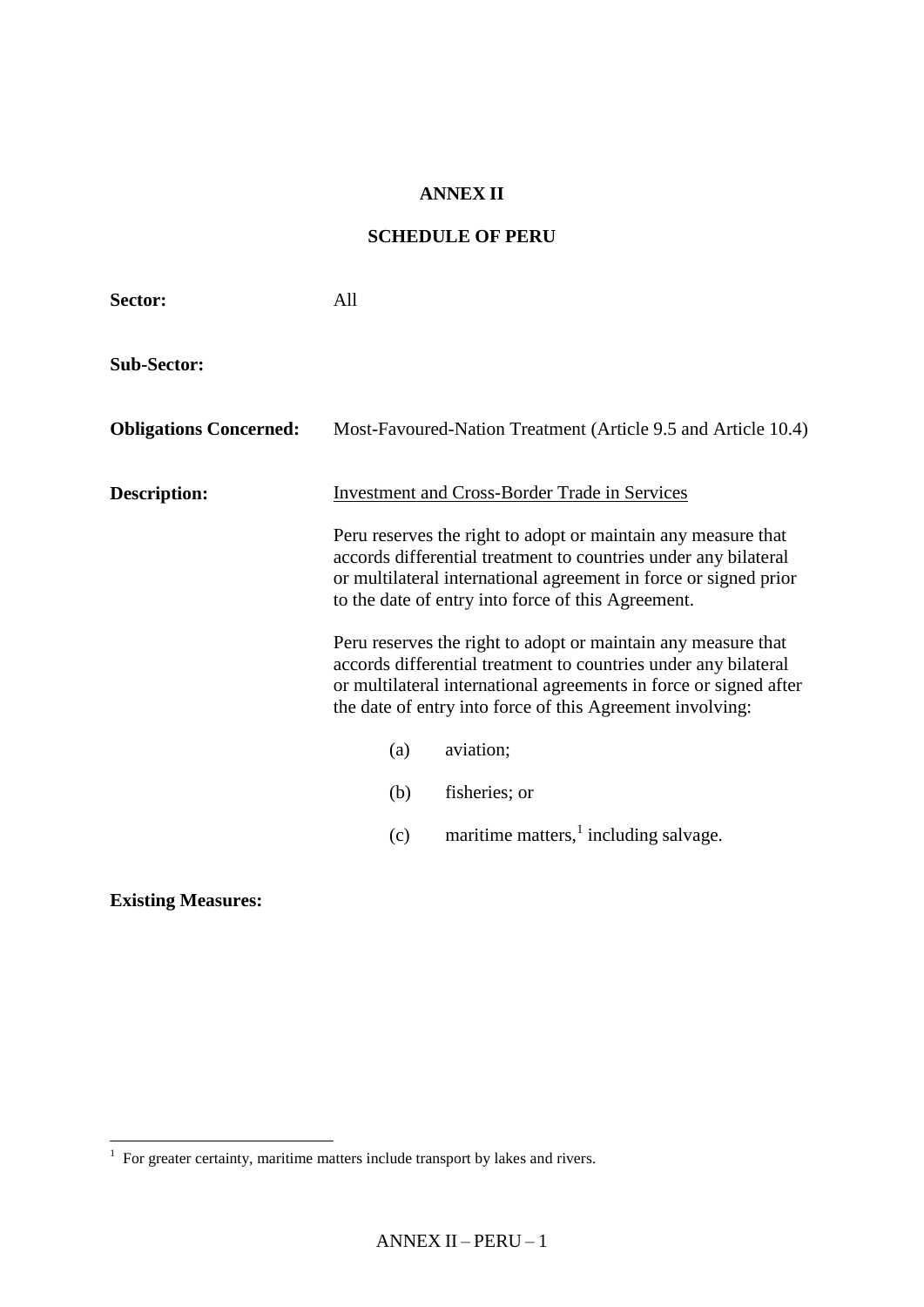# ANNEX II

## SCHEDULE OF PERU

**Sector:** All

**Sub-Sector:**

**Obligations Concerned:** Most-Favoured-Nation Treatment (Article 9.5 and Article 10.4)

**Description:** Investment and Cross-Border Trade in Services

Peru reserves the right to adopt or maintain any measure that accords differential treatment to countries under any bilateral or multilateral international agreement in force or signed prior to the date of entry into force of this Agreement.

Peru reserves the right to adopt or maintain any measure that accords differential treatment to countries under any bilateral or multilateral international agreements in force or signed after the date of entry into force of this Agreement involving:

(a) aviation;

(b) fisheries; or

(c) maritime matters,[1] including salvage.

**Existing Measures:**

[1] For greater certainty, maritime matters include transport by lakes and rivers.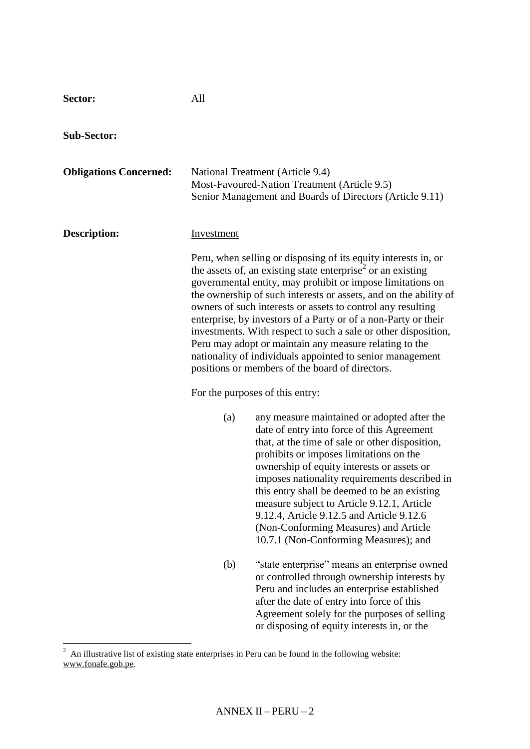**Sector:** All

**Sub-Sector:**

**Obligations Concerned:** National Treatment (Article 9.4)
Most-Favoured-Nation Treatment (Article 9.5)
Senior Management and Boards of Directors (Article 9.11)

**Description:** Investment

Peru, when selling or disposing of its equity interests in, or the assets of, an existing state enterprise[2] or an existing governmental entity, may prohibit or impose limitations on the ownership of such interests or assets, and on the ability of owners of such interests or assets to control any resulting enterprise, by investors of a Party or of a non-Party or their investments. With respect to such a sale or other disposition, Peru may adopt or maintain any measure relating to the nationality of individuals appointed to senior management positions or members of the board of directors.

For the purposes of this entry:

(a) any measure maintained or adopted after the date of entry into force of this Agreement that, at the time of sale or other disposition, prohibits or imposes limitations on the ownership of equity interests or assets or imposes nationality requirements described in this entry shall be deemed to be an existing measure subject to Article 9.12.1, Article 9.12.4, Article 9.12.5 and Article 9.12.6 (Non-Conforming Measures) and Article 10.7.1 (Non-Conforming Measures); and

(b) "state enterprise" means an enterprise owned or controlled through ownership interests by Peru and includes an enterprise established after the date of entry into force of this Agreement solely for the purposes of selling or disposing of equity interests in, or the

[2] An illustrative list of existing state enterprises in Peru can be found in the following website: www.fonafe.gob.pe.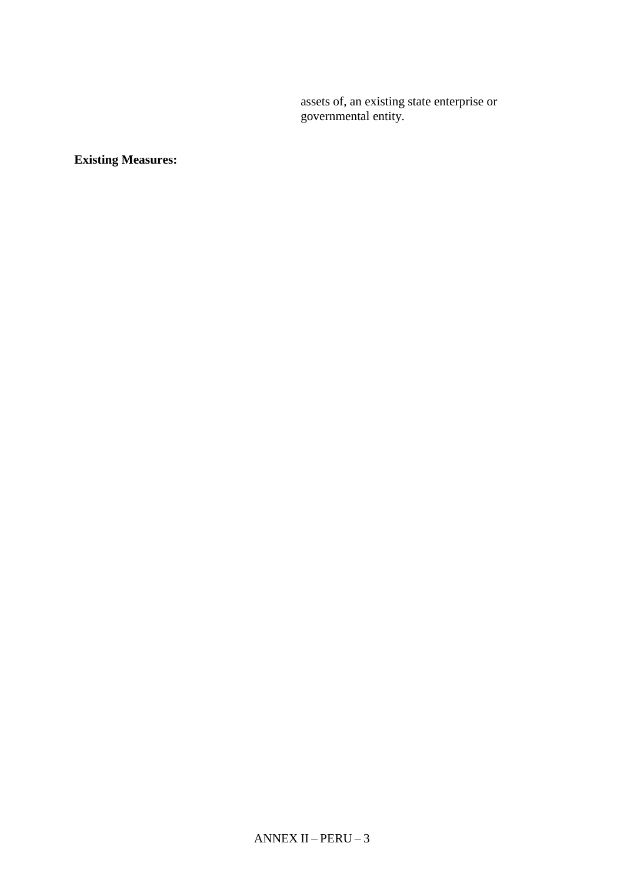assets of, an existing state enterprise or governmental entity.

**Existing Measures:**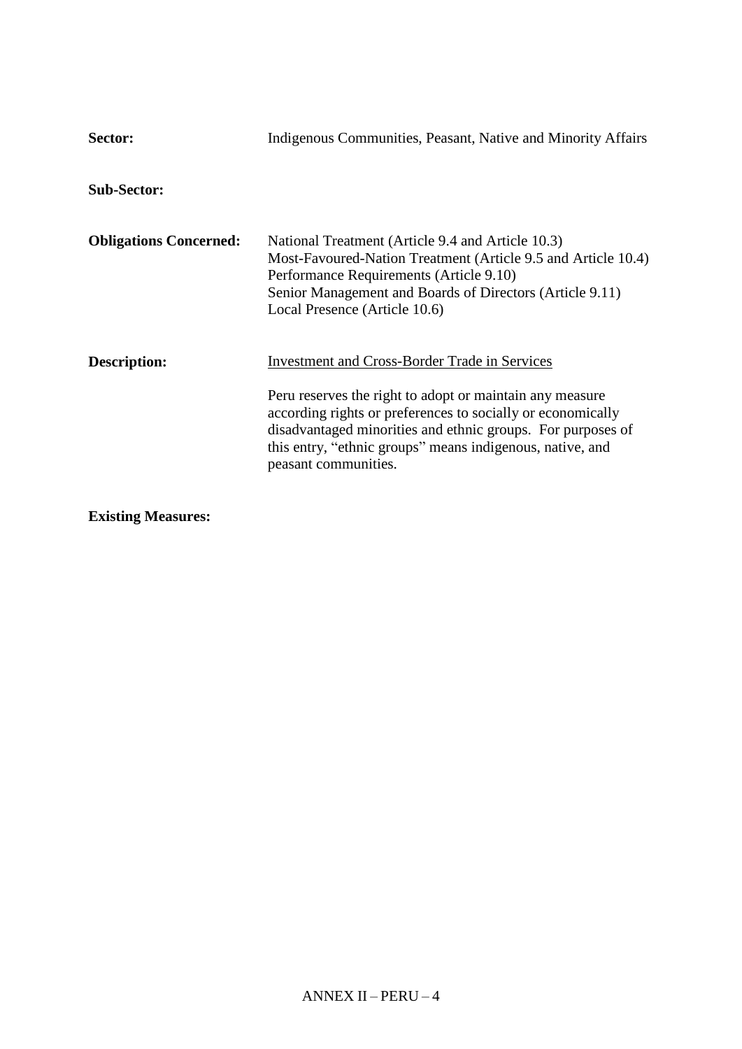**Sector:** Indigenous Communities, Peasant, Native and Minority Affairs

**Sub-Sector:**

**Obligations Concerned:** National Treatment (Article 9.4 and Article 10.3)
Most-Favoured-Nation Treatment (Article 9.5 and Article 10.4)
Performance Requirements (Article 9.10)
Senior Management and Boards of Directors (Article 9.11)
Local Presence (Article 10.6)

**Description:** <u>Investment and Cross-Border Trade in Services</u>

Peru reserves the right to adopt or maintain any measure according rights or preferences to socially or economically disadvantaged minorities and ethnic groups. For purposes of this entry, "ethnic groups" means indigenous, native, and peasant communities.

**Existing Measures:**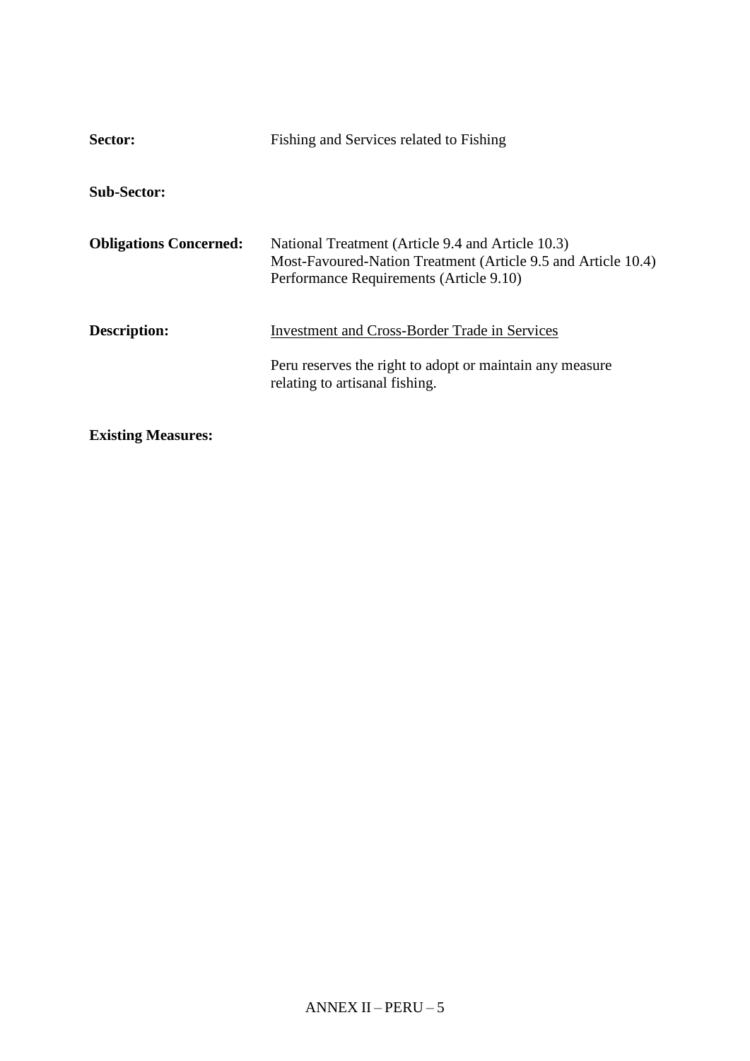| | |
|---|---|
| **Sector:** | Fishing and Services related to Fishing |
| **Sub-Sector:** | |
| **Obligations Concerned:** | National Treatment (Article 9.4 and Article 10.3)<br>Most-Favoured-Nation Treatment (Article 9.5 and Article 10.4)<br>Performance Requirements (Article 9.10) |
| **Description:** | <u>Investment and Cross-Border Trade in Services</u><br><br>Peru reserves the right to adopt or maintain any measure relating to artisanal fishing. |

**Existing Measures:**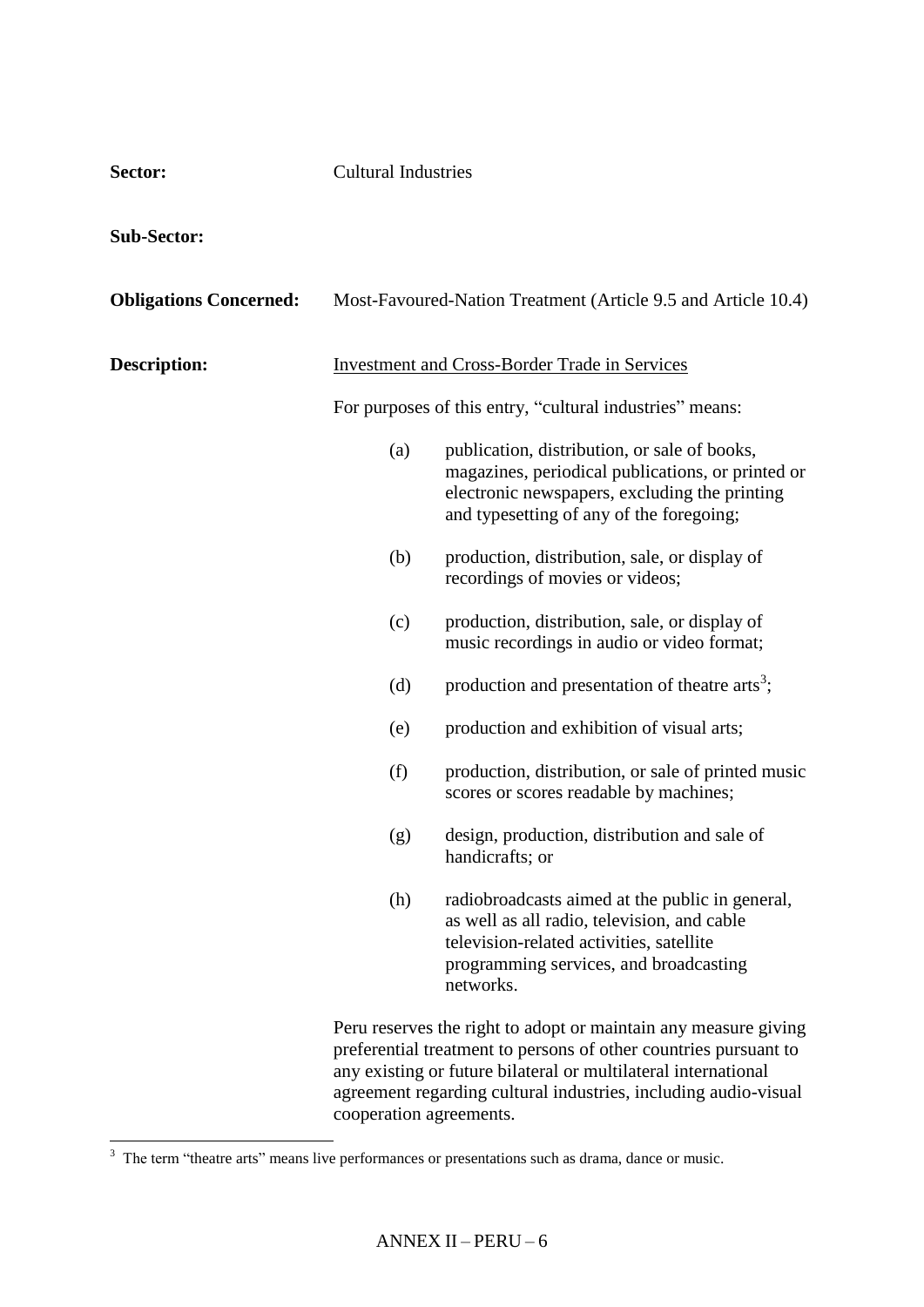**Sector:** Cultural Industries

**Sub-Sector:**

**Obligations Concerned:** Most-Favoured-Nation Treatment (Article 9.5 and Article 10.4)

**Description:** Investment and Cross-Border Trade in Services

For purposes of this entry, "cultural industries" means:

(a) publication, distribution, or sale of books, magazines, periodical publications, or printed or electronic newspapers, excluding the printing and typesetting of any of the foregoing;

(b) production, distribution, sale, or display of recordings of movies or videos;

(c) production, distribution, sale, or display of music recordings in audio or video format;

(d) production and presentation of theatre arts[3];

(e) production and exhibition of visual arts;

(f) production, distribution, or sale of printed music scores or scores readable by machines;

(g) design, production, distribution and sale of handicrafts; or

(h) radiobroadcasts aimed at the public in general, as well as all radio, television, and cable television-related activities, satellite programming services, and broadcasting networks.

Peru reserves the right to adopt or maintain any measure giving preferential treatment to persons of other countries pursuant to any existing or future bilateral or multilateral international agreement regarding cultural industries, including audio-visual cooperation agreements.

---

[3] The term "theatre arts" means live performances or presentations such as drama, dance or music.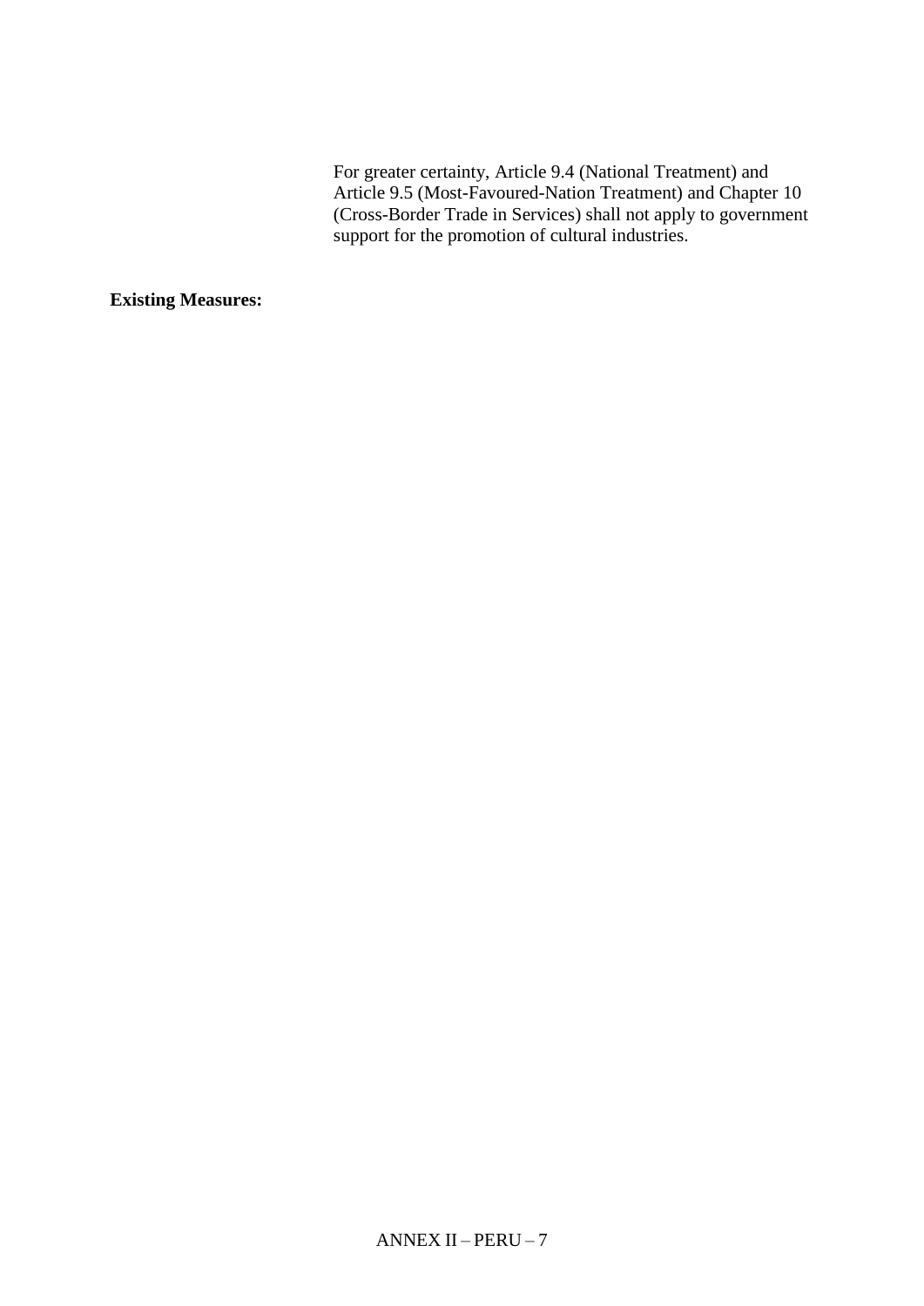For greater certainty, Article 9.4 (National Treatment) and Article 9.5 (Most-Favoured-Nation Treatment) and Chapter 10 (Cross-Border Trade in Services) shall not apply to government support for the promotion of cultural industries.

**Existing Measures:**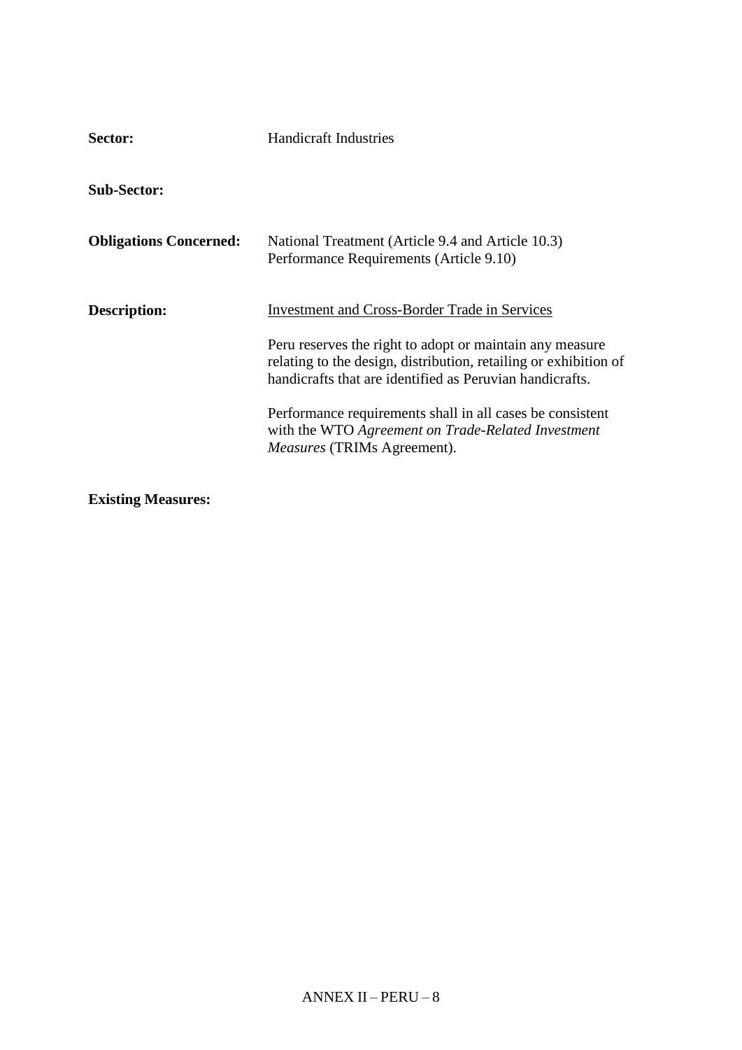**Sector:** Handicraft Industries

**Sub-Sector:**

**Obligations Concerned:** National Treatment (Article 9.4 and Article 10.3)
Performance Requirements (Article 9.10)

**Description:** <u>Investment and Cross-Border Trade in Services</u>

Peru reserves the right to adopt or maintain any measure relating to the design, distribution, retailing or exhibition of handicrafts that are identified as Peruvian handicrafts.

Performance requirements shall in all cases be consistent with the WTO *Agreement on Trade-Related Investment Measures* (TRIMs Agreement).

**Existing Measures:**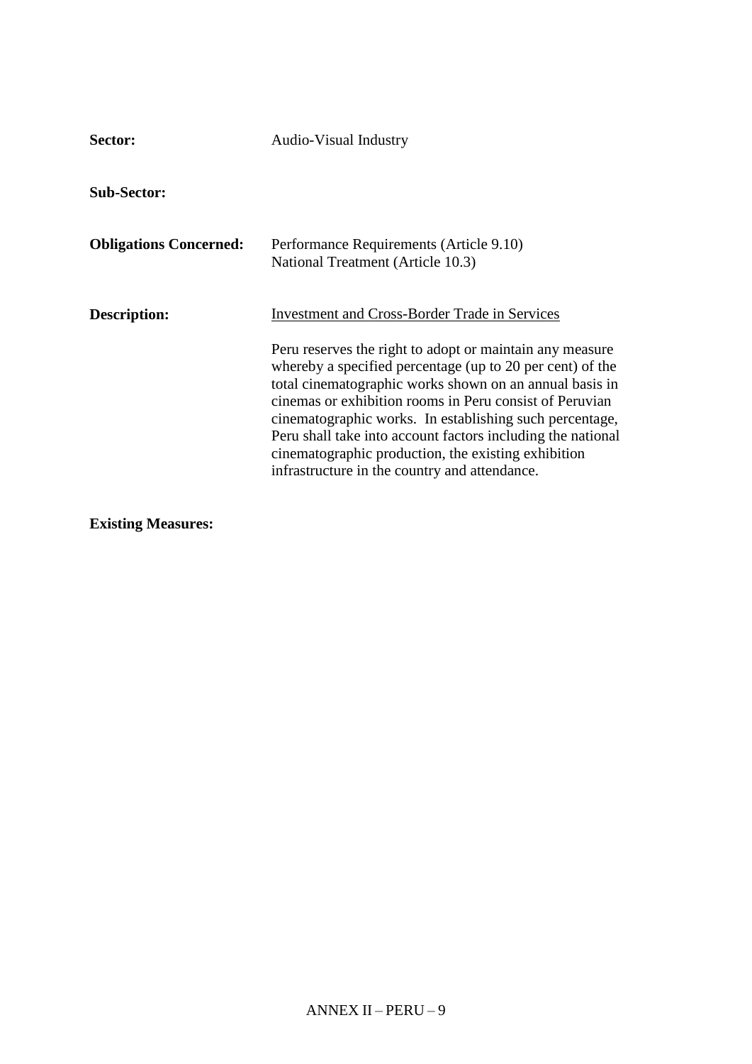**Sector:** Audio-Visual Industry

**Sub-Sector:**

**Obligations Concerned:** Performance Requirements (Article 9.10)
National Treatment (Article 10.3)

**Description:** Investment and Cross-Border Trade in Services

Peru reserves the right to adopt or maintain any measure whereby a specified percentage (up to 20 per cent) of the total cinematographic works shown on an annual basis in cinemas or exhibition rooms in Peru consist of Peruvian cinematographic works. In establishing such percentage, Peru shall take into account factors including the national cinematographic production, the existing exhibition infrastructure in the country and attendance.

**Existing Measures:**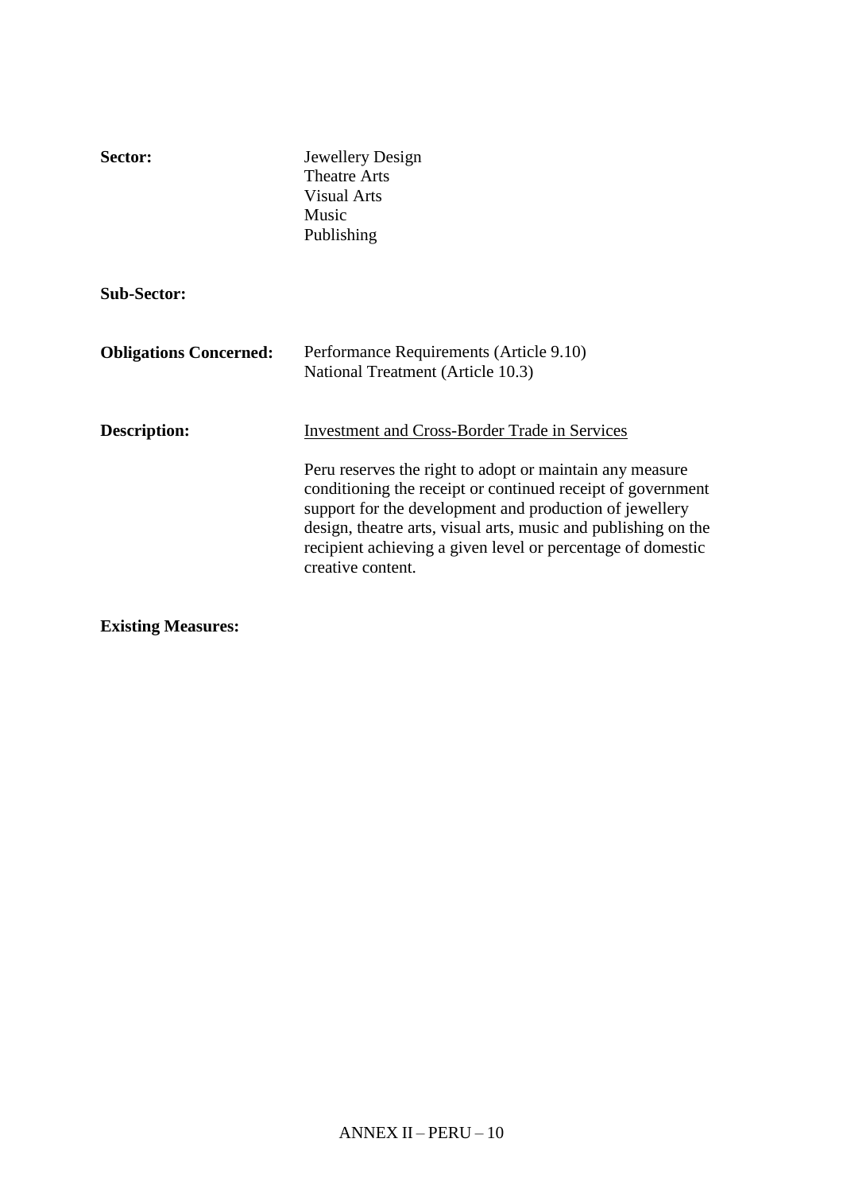**Sector:** Jewellery Design
Theatre Arts
Visual Arts
Music
Publishing

**Sub-Sector:**

**Obligations Concerned:** Performance Requirements (Article 9.10)
National Treatment (Article 10.3)

**Description:** <u>Investment and Cross-Border Trade in Services</u>

Peru reserves the right to adopt or maintain any measure conditioning the receipt or continued receipt of government support for the development and production of jewellery design, theatre arts, visual arts, music and publishing on the recipient achieving a given level or percentage of domestic creative content.

**Existing Measures:**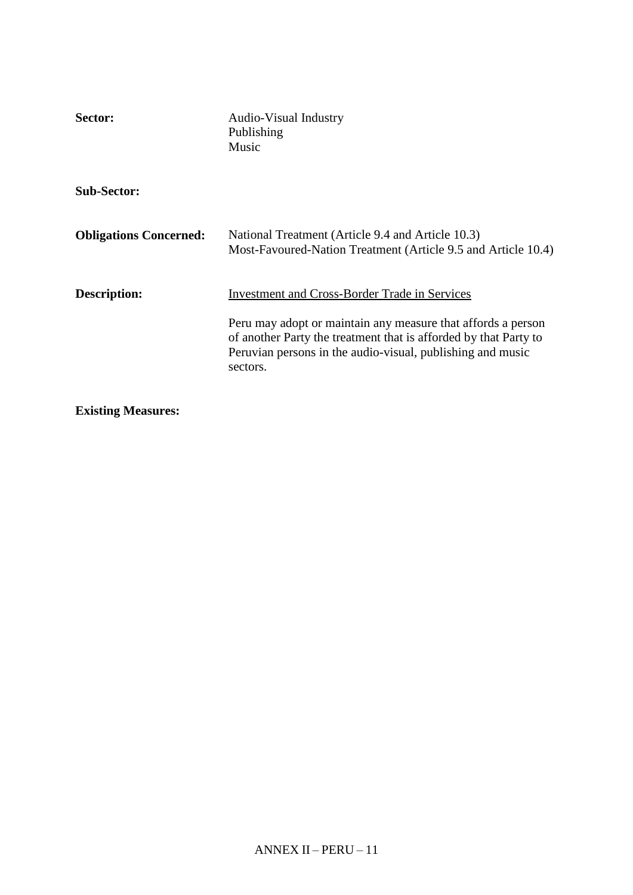**Sector:** Audio-Visual Industry
Publishing
Music

**Sub-Sector:**

**Obligations Concerned:** National Treatment (Article 9.4 and Article 10.3)
Most-Favoured-Nation Treatment (Article 9.5 and Article 10.4)

**Description:** Investment and Cross-Border Trade in Services

Peru may adopt or maintain any measure that affords a person of another Party the treatment that is afforded by that Party to Peruvian persons in the audio-visual, publishing and music sectors.

**Existing Measures:**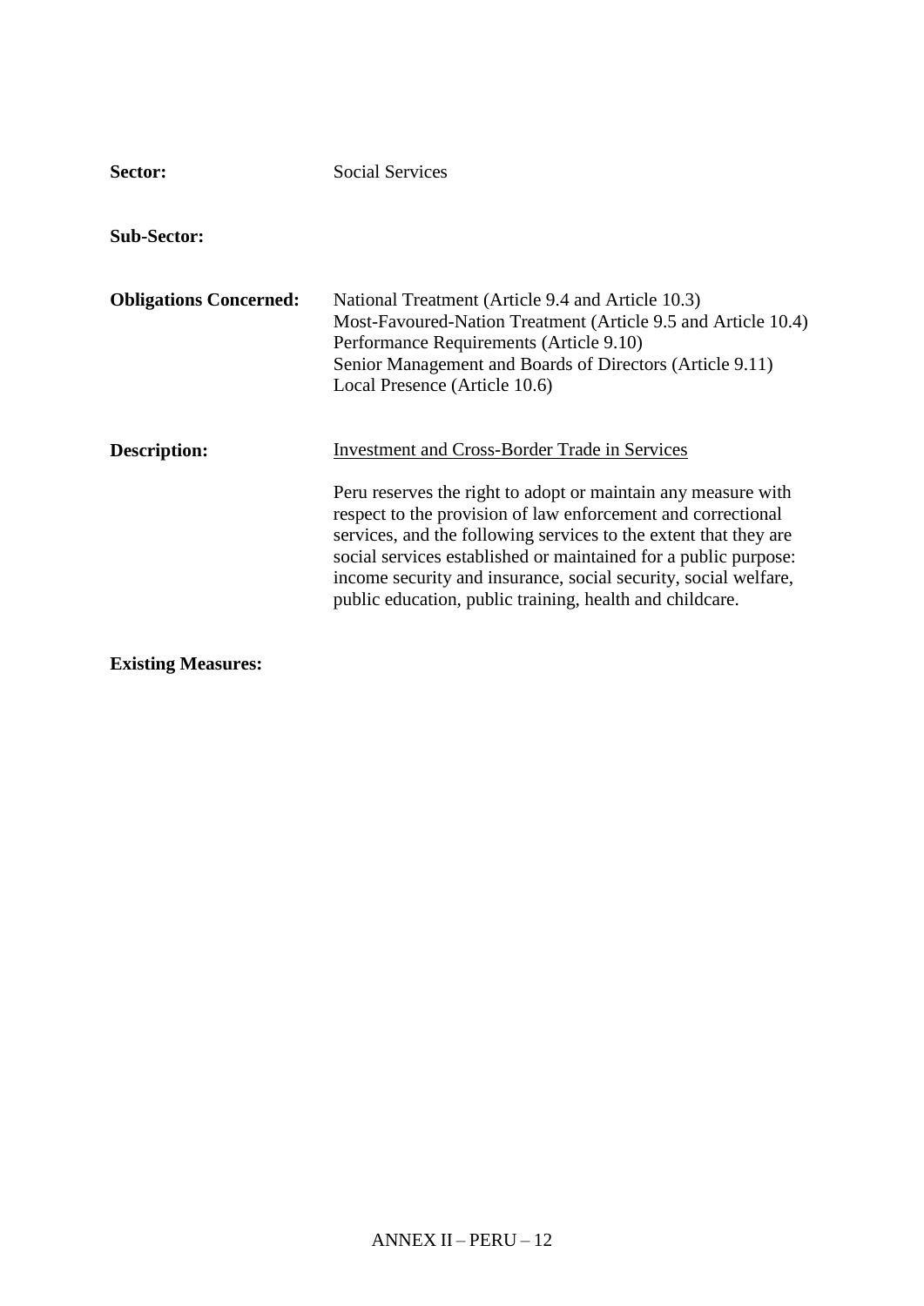**Sector:** Social Services

**Sub-Sector:**

**Obligations Concerned:** National Treatment (Article 9.4 and Article 10.3)
Most-Favoured-Nation Treatment (Article 9.5 and Article 10.4)
Performance Requirements (Article 9.10)
Senior Management and Boards of Directors (Article 9.11)
Local Presence (Article 10.6)

**Description:** Investment and Cross-Border Trade in Services

Peru reserves the right to adopt or maintain any measure with respect to the provision of law enforcement and correctional services, and the following services to the extent that they are social services established or maintained for a public purpose: income security and insurance, social security, social welfare, public education, public training, health and childcare.

**Existing Measures:**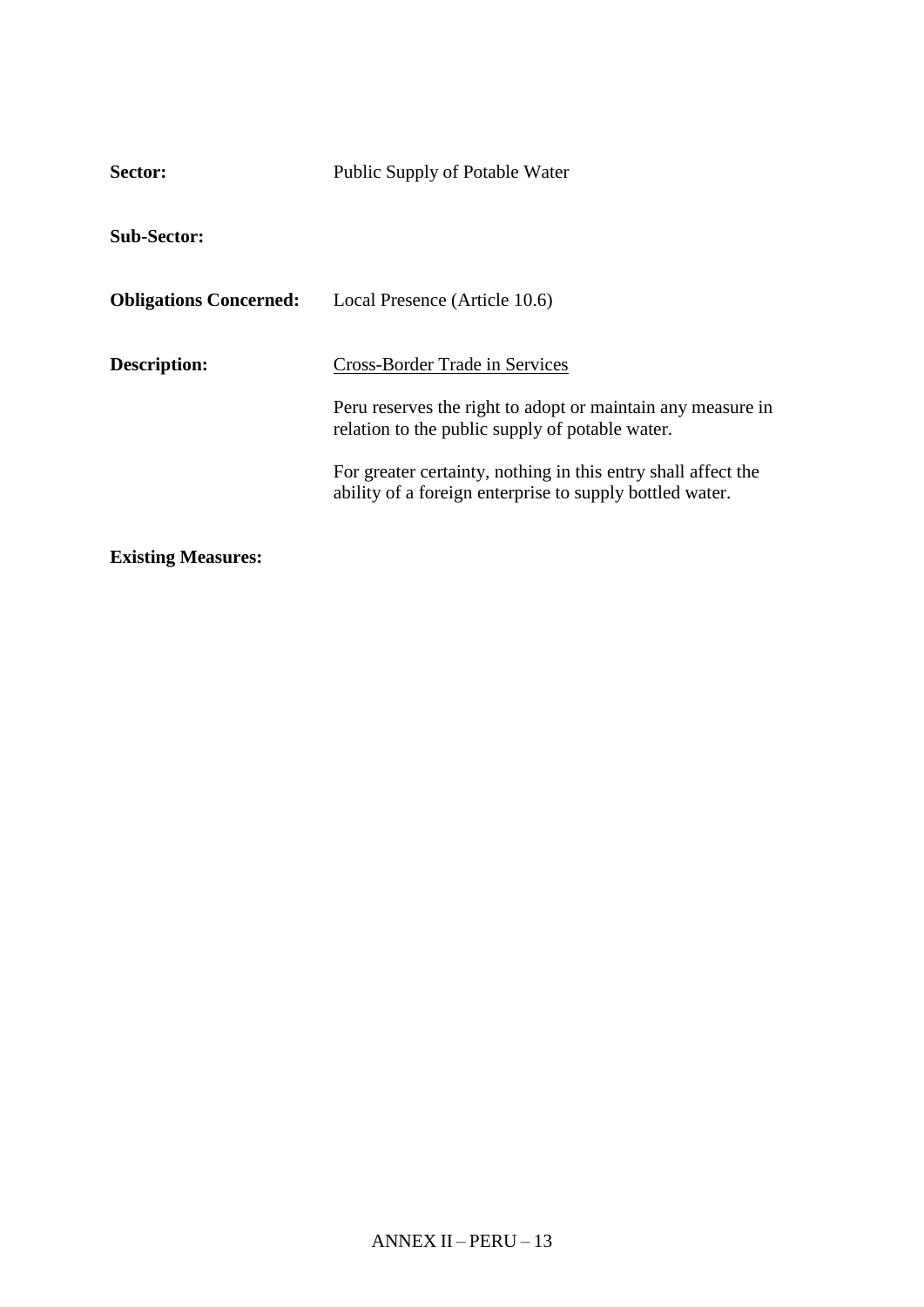**Sector:** Public Supply of Potable Water

**Sub-Sector:**

**Obligations Concerned:** Local Presence (Article 10.6)

**Description:** Cross-Border Trade in Services

Peru reserves the right to adopt or maintain any measure in relation to the public supply of potable water.

For greater certainty, nothing in this entry shall affect the ability of a foreign enterprise to supply bottled water.

**Existing Measures:**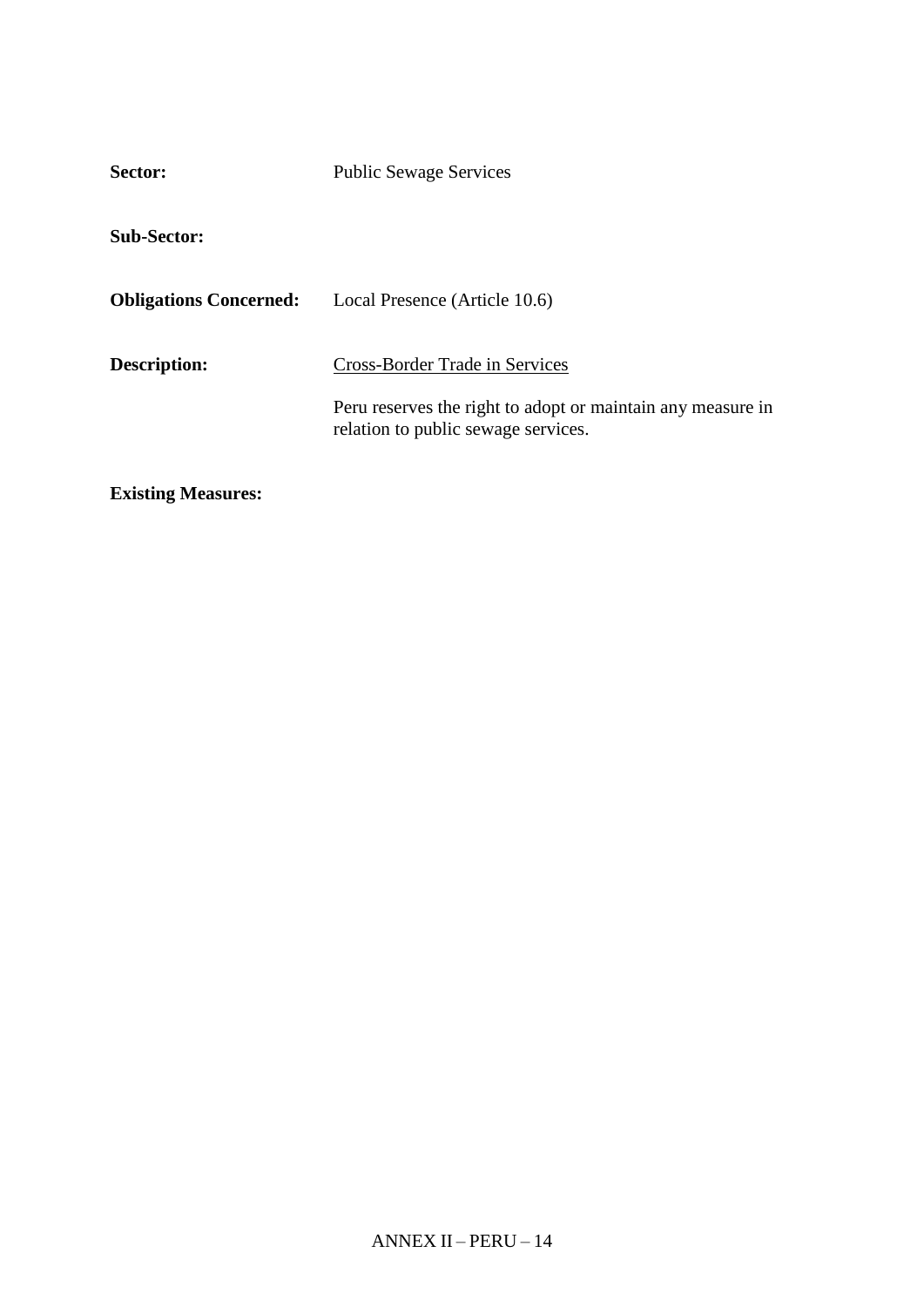**Sector:** Public Sewage Services

**Sub-Sector:**

**Obligations Concerned:** Local Presence (Article 10.6)

**Description:** Cross-Border Trade in Services

Peru reserves the right to adopt or maintain any measure in relation to public sewage services.

**Existing Measures:**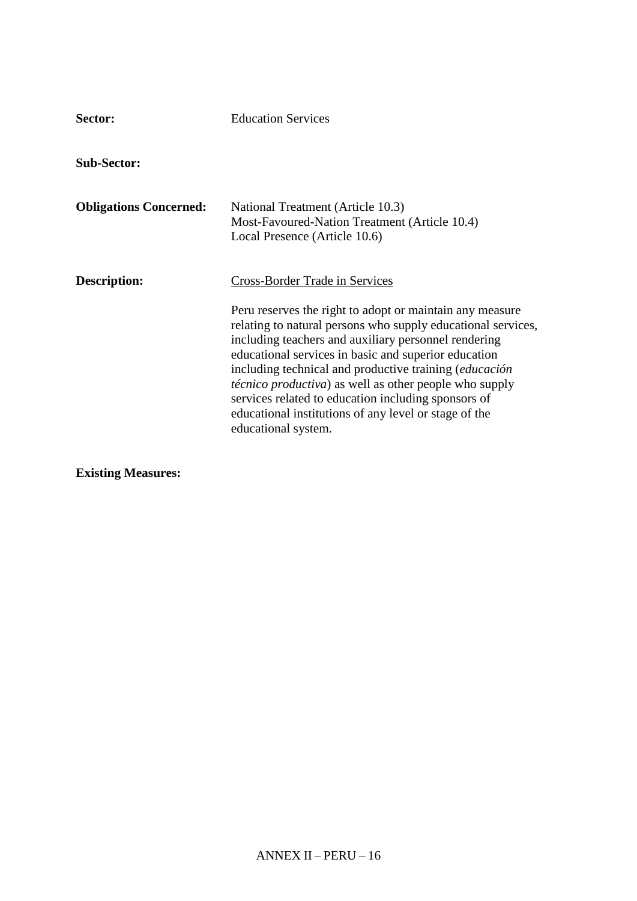**Sector:** Education Services

**Sub-Sector:**

**Obligations Concerned:** National Treatment (Article 10.3)
Most-Favoured-Nation Treatment (Article 10.4)
Local Presence (Article 10.6)

**Description:** Cross-Border Trade in Services

Peru reserves the right to adopt or maintain any measure relating to natural persons who supply educational services, including teachers and auxiliary personnel rendering educational services in basic and superior education including technical and productive training (*educación técnico productiva*) as well as other people who supply services related to education including sponsors of educational institutions of any level or stage of the educational system.

**Existing Measures:**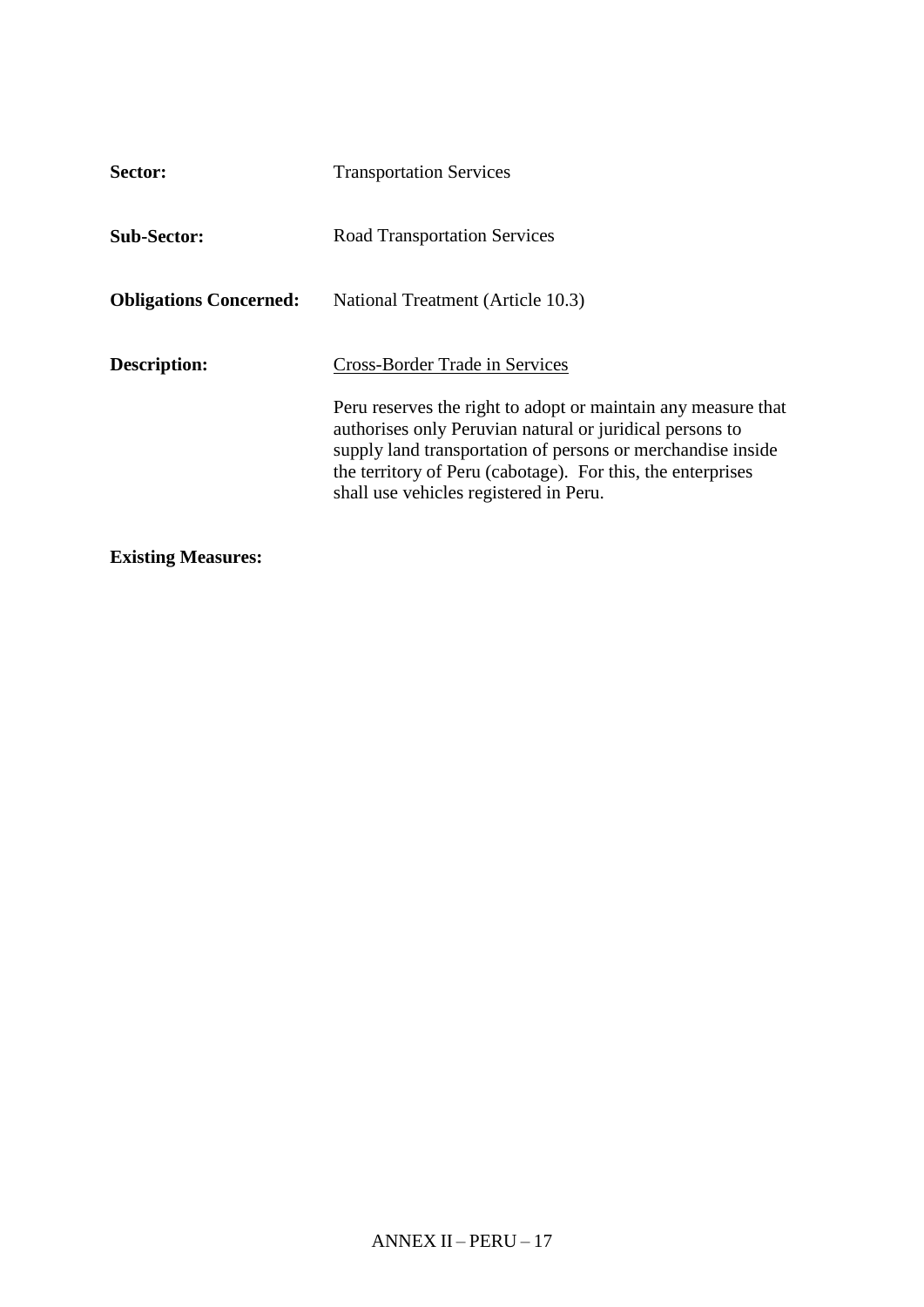**Sector:** Transportation Services

**Sub-Sector:** Road Transportation Services

**Obligations Concerned:** National Treatment (Article 10.3)

**Description:** <u>Cross-Border Trade in Services</u>

Peru reserves the right to adopt or maintain any measure that authorises only Peruvian natural or juridical persons to supply land transportation of persons or merchandise inside the territory of Peru (cabotage). For this, the enterprises shall use vehicles registered in Peru.

**Existing Measures:**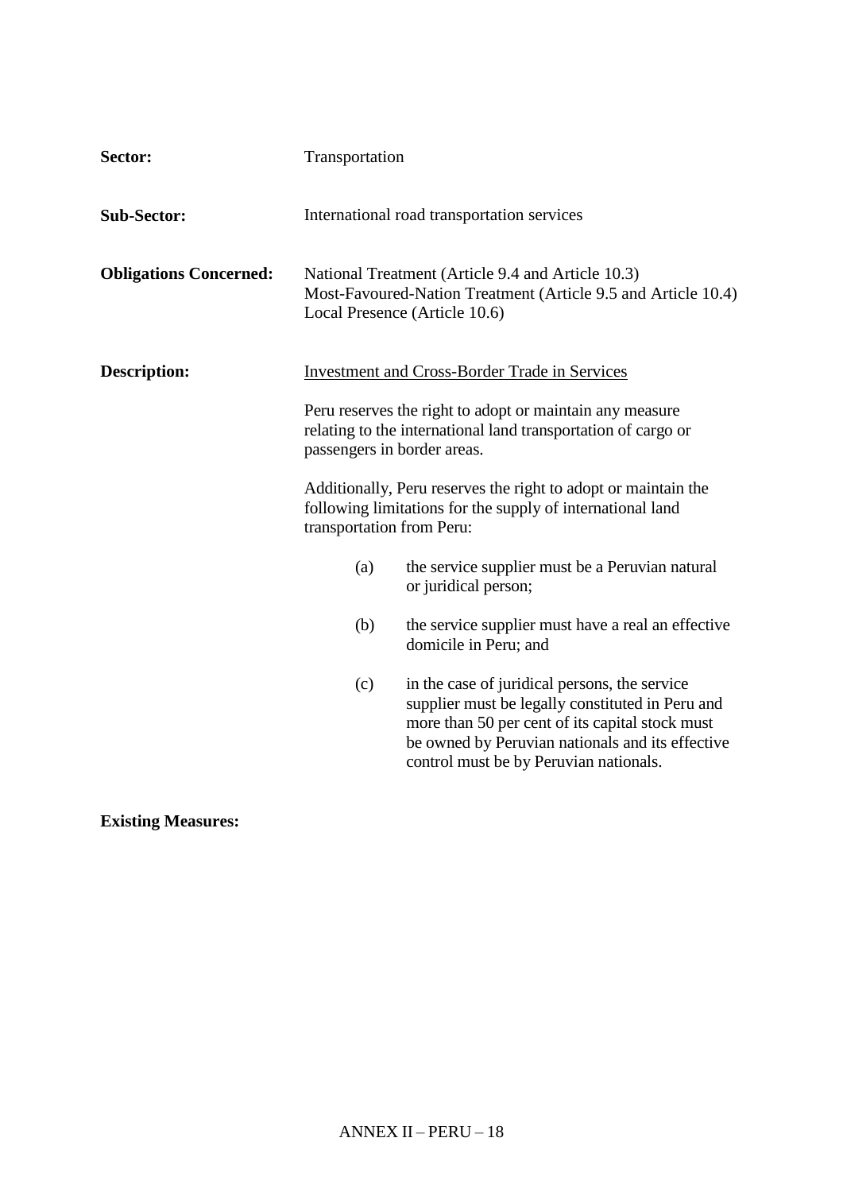**Sector:** Transportation

**Sub-Sector:** International road transportation services

**Obligations Concerned:** National Treatment (Article 9.4 and Article 10.3)
Most-Favoured-Nation Treatment (Article 9.5 and Article 10.4)
Local Presence (Article 10.6)

**Description:** Investment and Cross-Border Trade in Services

Peru reserves the right to adopt or maintain any measure relating to the international land transportation of cargo or passengers in border areas.

Additionally, Peru reserves the right to adopt or maintain the following limitations for the supply of international land transportation from Peru:

(a) the service supplier must be a Peruvian natural or juridical person;

(b) the service supplier must have a real an effective domicile in Peru; and

(c) in the case of juridical persons, the service supplier must be legally constituted in Peru and more than 50 per cent of its capital stock must be owned by Peruvian nationals and its effective control must be by Peruvian nationals.

**Existing Measures:**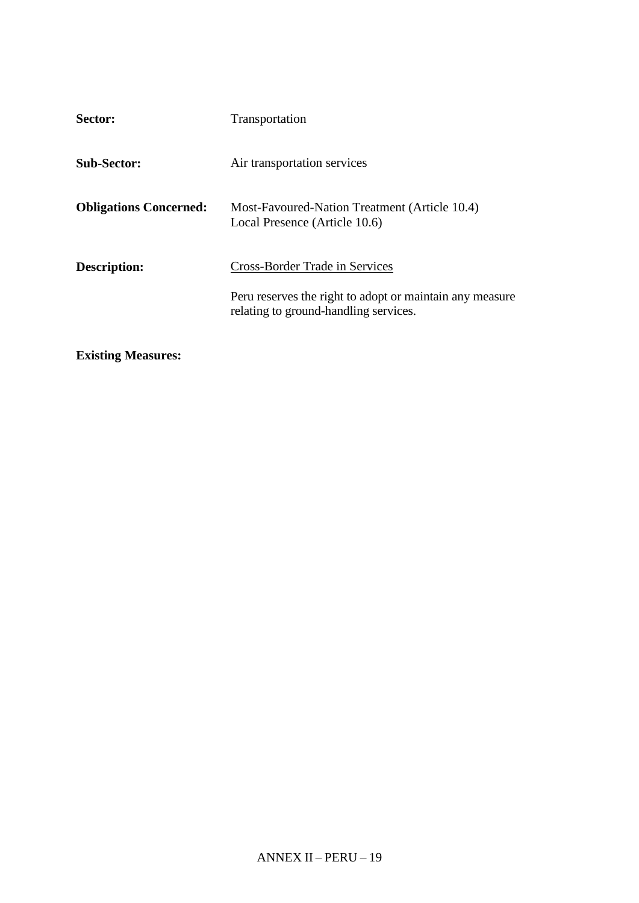**Sector:** Transportation

**Sub-Sector:** Air transportation services

**Obligations Concerned:** Most-Favoured-Nation Treatment (Article 10.4)
Local Presence (Article 10.6)

**Description:** <u>Cross-Border Trade in Services</u>

Peru reserves the right to adopt or maintain any measure relating to ground-handling services.

**Existing Measures:**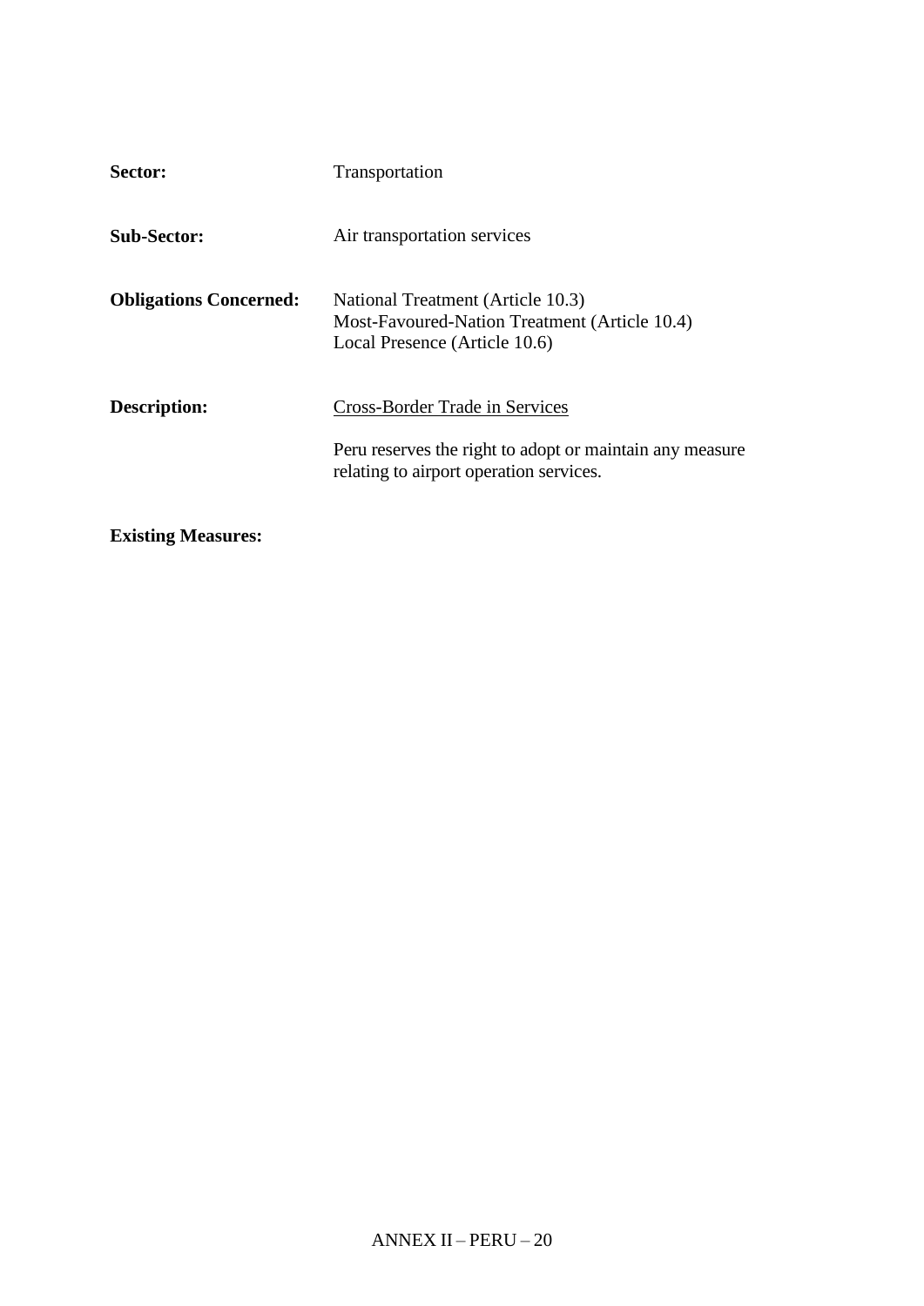**Sector:** Transportation

**Sub-Sector:** Air transportation services

**Obligations Concerned:** National Treatment (Article 10.3)
Most-Favoured-Nation Treatment (Article 10.4)
Local Presence (Article 10.6)

**Description:** Cross-Border Trade in Services

Peru reserves the right to adopt or maintain any measure relating to airport operation services.

**Existing Measures:**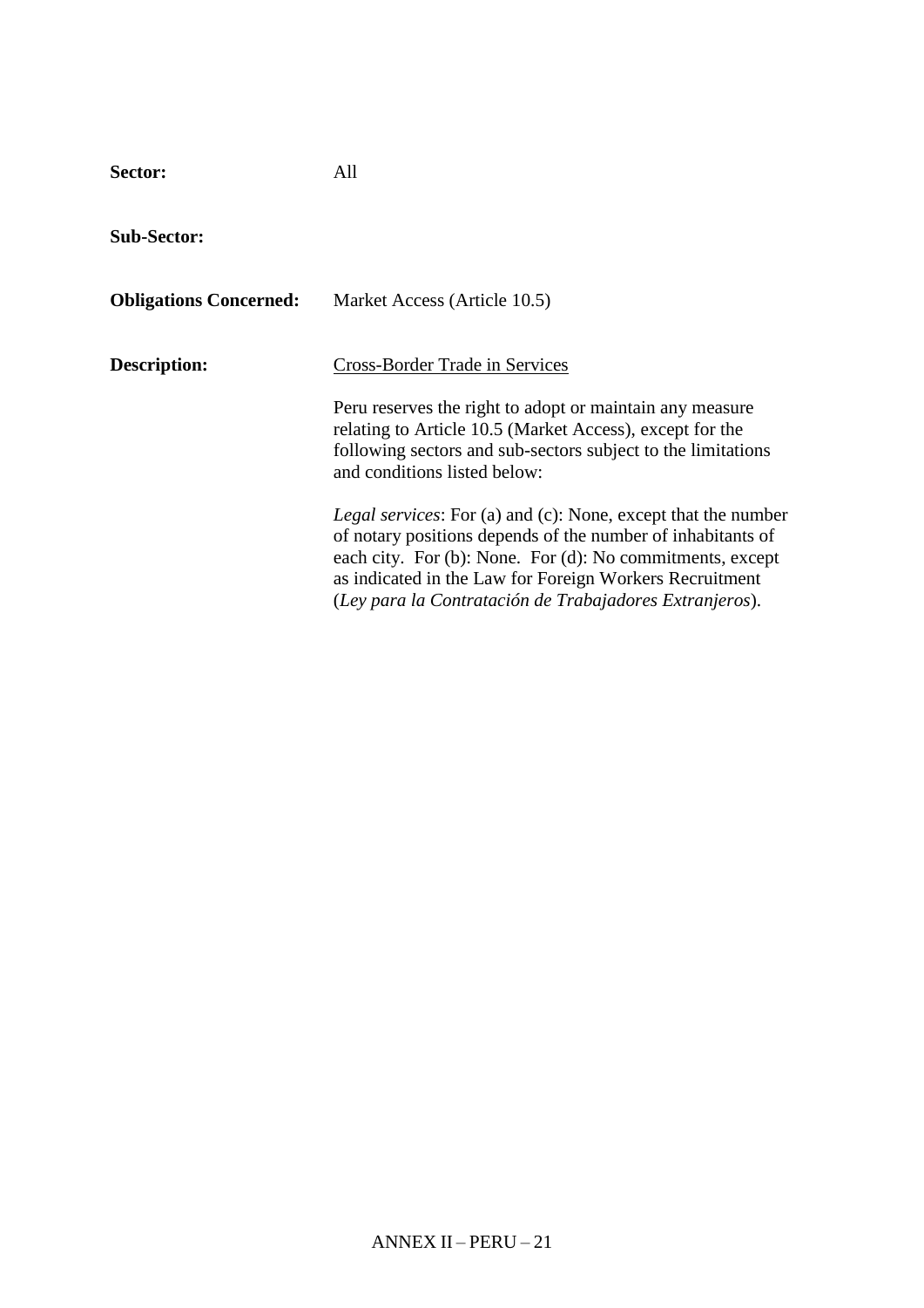**Sector:** All

**Sub-Sector:**

**Obligations Concerned:** Market Access (Article 10.5)

**Description:** Cross-Border Trade in Services

Peru reserves the right to adopt or maintain any measure relating to Article 10.5 (Market Access), except for the following sectors and sub-sectors subject to the limitations and conditions listed below:

*Legal services*: For (a) and (c): None, except that the number of notary positions depends of the number of inhabitants of each city. For (b): None. For (d): No commitments, except as indicated in the Law for Foreign Workers Recruitment (*Ley para la Contratación de Trabajadores Extranjeros*).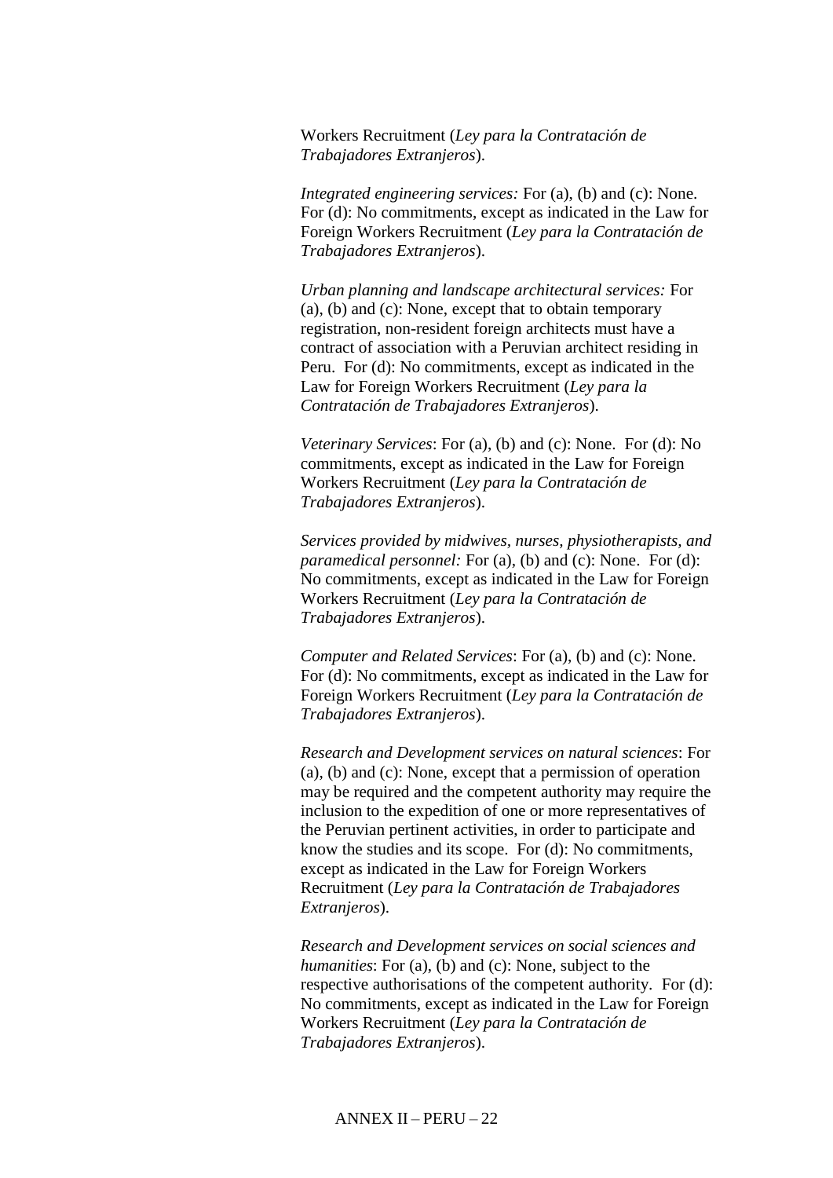Workers Recruitment (*Ley para la Contratación de Trabajadores Extranjeros*).

*Integrated engineering services:* For (a), (b) and (c): None. For (d): No commitments, except as indicated in the Law for Foreign Workers Recruitment (*Ley para la Contratación de Trabajadores Extranjeros*).

*Urban planning and landscape architectural services:* For (a), (b) and (c): None, except that to obtain temporary registration, non-resident foreign architects must have a contract of association with a Peruvian architect residing in Peru. For (d): No commitments, except as indicated in the Law for Foreign Workers Recruitment (*Ley para la Contratación de Trabajadores Extranjeros*).

*Veterinary Services*: For (a), (b) and (c): None. For (d): No commitments, except as indicated in the Law for Foreign Workers Recruitment (*Ley para la Contratación de Trabajadores Extranjeros*).

*Services provided by midwives, nurses, physiotherapists, and paramedical personnel:* For (a), (b) and (c): None. For (d): No commitments, except as indicated in the Law for Foreign Workers Recruitment (*Ley para la Contratación de Trabajadores Extranjeros*).

*Computer and Related Services*: For (a), (b) and (c): None. For (d): No commitments, except as indicated in the Law for Foreign Workers Recruitment (*Ley para la Contratación de Trabajadores Extranjeros*).

*Research and Development services on natural sciences*: For (a), (b) and (c): None, except that a permission of operation may be required and the competent authority may require the inclusion to the expedition of one or more representatives of the Peruvian pertinent activities, in order to participate and know the studies and its scope. For (d): No commitments, except as indicated in the Law for Foreign Workers Recruitment (*Ley para la Contratación de Trabajadores Extranjeros*).

*Research and Development services on social sciences and humanities*: For (a), (b) and (c): None, subject to the respective authorisations of the competent authority. For (d): No commitments, except as indicated in the Law for Foreign Workers Recruitment (*Ley para la Contratación de Trabajadores Extranjeros*).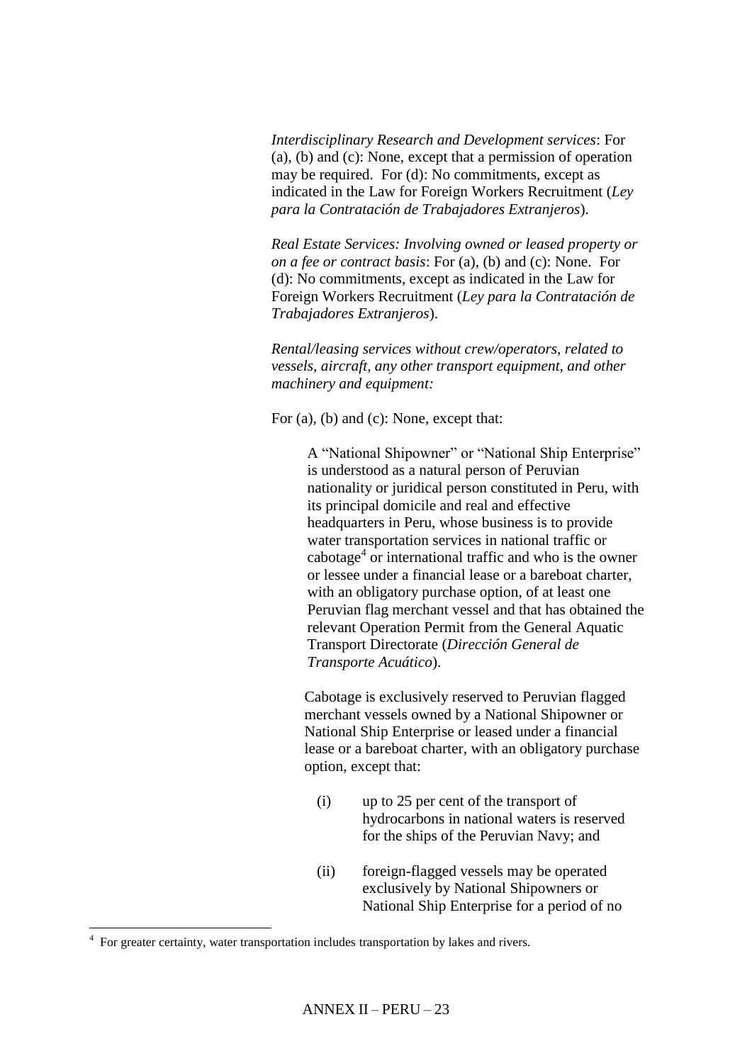*Interdisciplinary Research and Development services*: For (a), (b) and (c): None, except that a permission of operation may be required. For (d): No commitments, except as indicated in the Law for Foreign Workers Recruitment (*Ley para la Contratación de Trabajadores Extranjeros*).

*Real Estate Services: Involving owned or leased property or on a fee or contract basis*: For (a), (b) and (c): None. For (d): No commitments, except as indicated in the Law for Foreign Workers Recruitment (*Ley para la Contratación de Trabajadores Extranjeros*).

*Rental/leasing services without crew/operators, related to vessels, aircraft, any other transport equipment, and other machinery and equipment:*

For (a), (b) and (c): None, except that:

> A "National Shipowner" or "National Ship Enterprise" is understood as a natural person of Peruvian nationality or juridical person constituted in Peru, with its principal domicile and real and effective headquarters in Peru, whose business is to provide water transportation services in national traffic or cabotage[4] or international traffic and who is the owner or lessee under a financial lease or a bareboat charter, with an obligatory purchase option, of at least one Peruvian flag merchant vessel and that has obtained the relevant Operation Permit from the General Aquatic Transport Directorate (*Dirección General de Transporte Acuático*).
>
> Cabotage is exclusively reserved to Peruvian flagged merchant vessels owned by a National Shipowner or National Ship Enterprise or leased under a financial lease or a bareboat charter, with an obligatory purchase option, except that:
>
> (i) up to 25 per cent of the transport of hydrocarbons in national waters is reserved for the ships of the Peruvian Navy; and
>
> (ii) foreign-flagged vessels may be operated exclusively by National Shipowners or National Ship Enterprise for a period of no

[4] For greater certainty, water transportation includes transportation by lakes and rivers.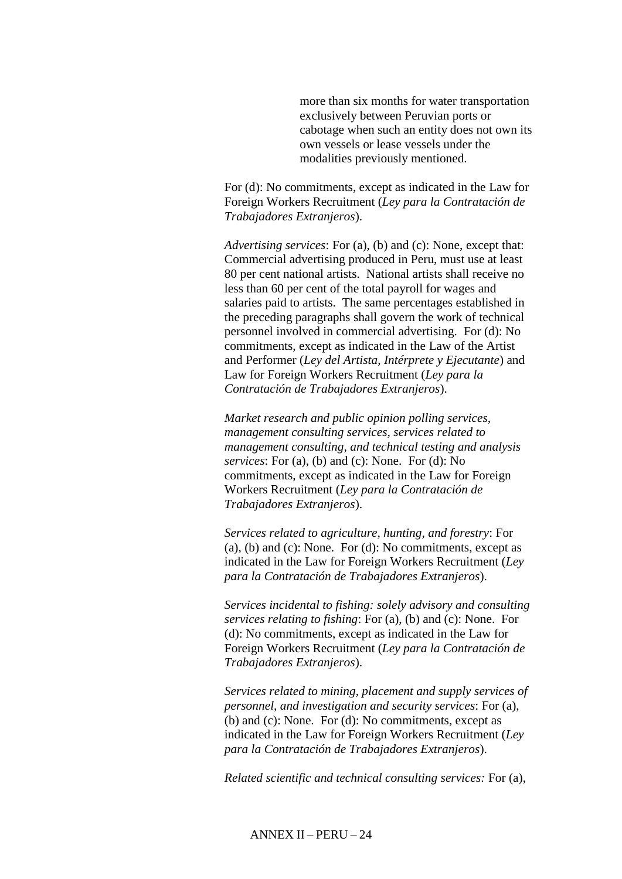more than six months for water transportation exclusively between Peruvian ports or cabotage when such an entity does not own its own vessels or lease vessels under the modalities previously mentioned.

For (d): No commitments, except as indicated in the Law for Foreign Workers Recruitment (*Ley para la Contratación de Trabajadores Extranjeros*).

*Advertising services*: For (a), (b) and (c): None, except that: Commercial advertising produced in Peru, must use at least 80 per cent national artists. National artists shall receive no less than 60 per cent of the total payroll for wages and salaries paid to artists. The same percentages established in the preceding paragraphs shall govern the work of technical personnel involved in commercial advertising. For (d): No commitments, except as indicated in the Law of the Artist and Performer (*Ley del Artista, Intérprete y Ejecutante*) and Law for Foreign Workers Recruitment (*Ley para la Contratación de Trabajadores Extranjeros*).

*Market research and public opinion polling services, management consulting services, services related to management consulting, and technical testing and analysis services*: For (a), (b) and (c): None. For (d): No commitments, except as indicated in the Law for Foreign Workers Recruitment (*Ley para la Contratación de Trabajadores Extranjeros*).

*Services related to agriculture, hunting, and forestry*: For (a), (b) and (c): None. For (d): No commitments, except as indicated in the Law for Foreign Workers Recruitment (*Ley para la Contratación de Trabajadores Extranjeros*).

*Services incidental to fishing: solely advisory and consulting services relating to fishing*: For (a), (b) and (c): None. For (d): No commitments, except as indicated in the Law for Foreign Workers Recruitment (*Ley para la Contratación de Trabajadores Extranjeros*).

*Services related to mining, placement and supply services of personnel, and investigation and security services*: For (a), (b) and (c): None. For (d): No commitments, except as indicated in the Law for Foreign Workers Recruitment (*Ley para la Contratación de Trabajadores Extranjeros*).

*Related scientific and technical consulting services:* For (a),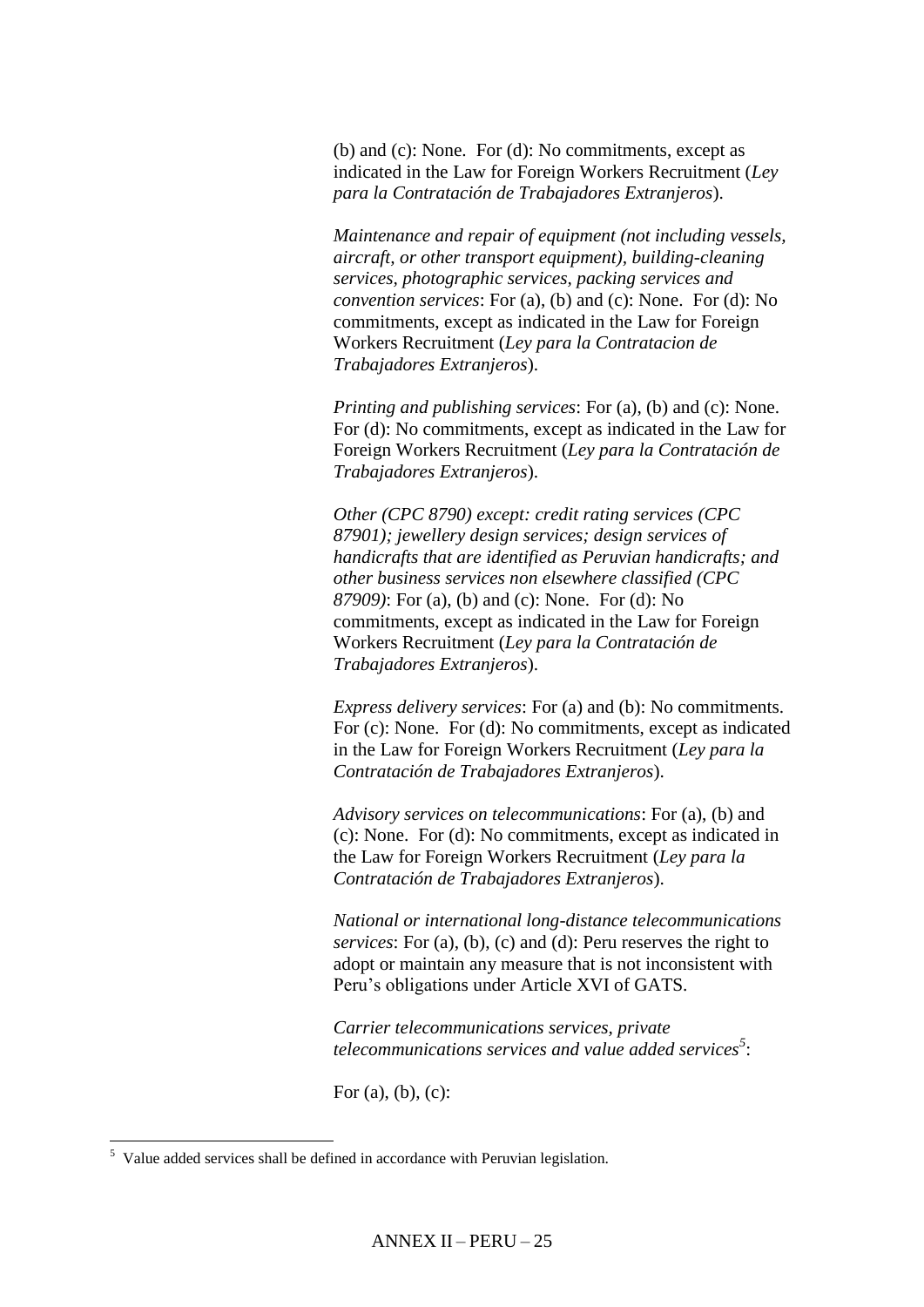(b) and (c): None. For (d): No commitments, except as indicated in the Law for Foreign Workers Recruitment (*Ley para la Contratación de Trabajadores Extranjeros*).

*Maintenance and repair of equipment (not including vessels, aircraft, or other transport equipment), building-cleaning services, photographic services, packing services and convention services*: For (a), (b) and (c): None. For (d): No commitments, except as indicated in the Law for Foreign Workers Recruitment (*Ley para la Contratacion de Trabajadores Extranjeros*).

*Printing and publishing services*: For (a), (b) and (c): None. For (d): No commitments, except as indicated in the Law for Foreign Workers Recruitment (*Ley para la Contratación de Trabajadores Extranjeros*).

*Other (CPC 8790) except: credit rating services (CPC 87901); jewellery design services; design services of handicrafts that are identified as Peruvian handicrafts; and other business services non elsewhere classified (CPC 87909)*: For (a), (b) and (c): None. For (d): No commitments, except as indicated in the Law for Foreign Workers Recruitment (*Ley para la Contratación de Trabajadores Extranjeros*).

*Express delivery services*: For (a) and (b): No commitments. For (c): None. For (d): No commitments, except as indicated in the Law for Foreign Workers Recruitment (*Ley para la Contratación de Trabajadores Extranjeros*).

*Advisory services on telecommunications*: For (a), (b) and (c): None. For (d): No commitments, except as indicated in the Law for Foreign Workers Recruitment (*Ley para la Contratación de Trabajadores Extranjeros*).

*National or international long-distance telecommunications services*: For (a), (b), (c) and (d): Peru reserves the right to adopt or maintain any measure that is not inconsistent with Peru's obligations under Article XVI of GATS.

*Carrier telecommunications services, private telecommunications services and value added services*[5]:

For (a), (b), (c):

[5] Value added services shall be defined in accordance with Peruvian legislation.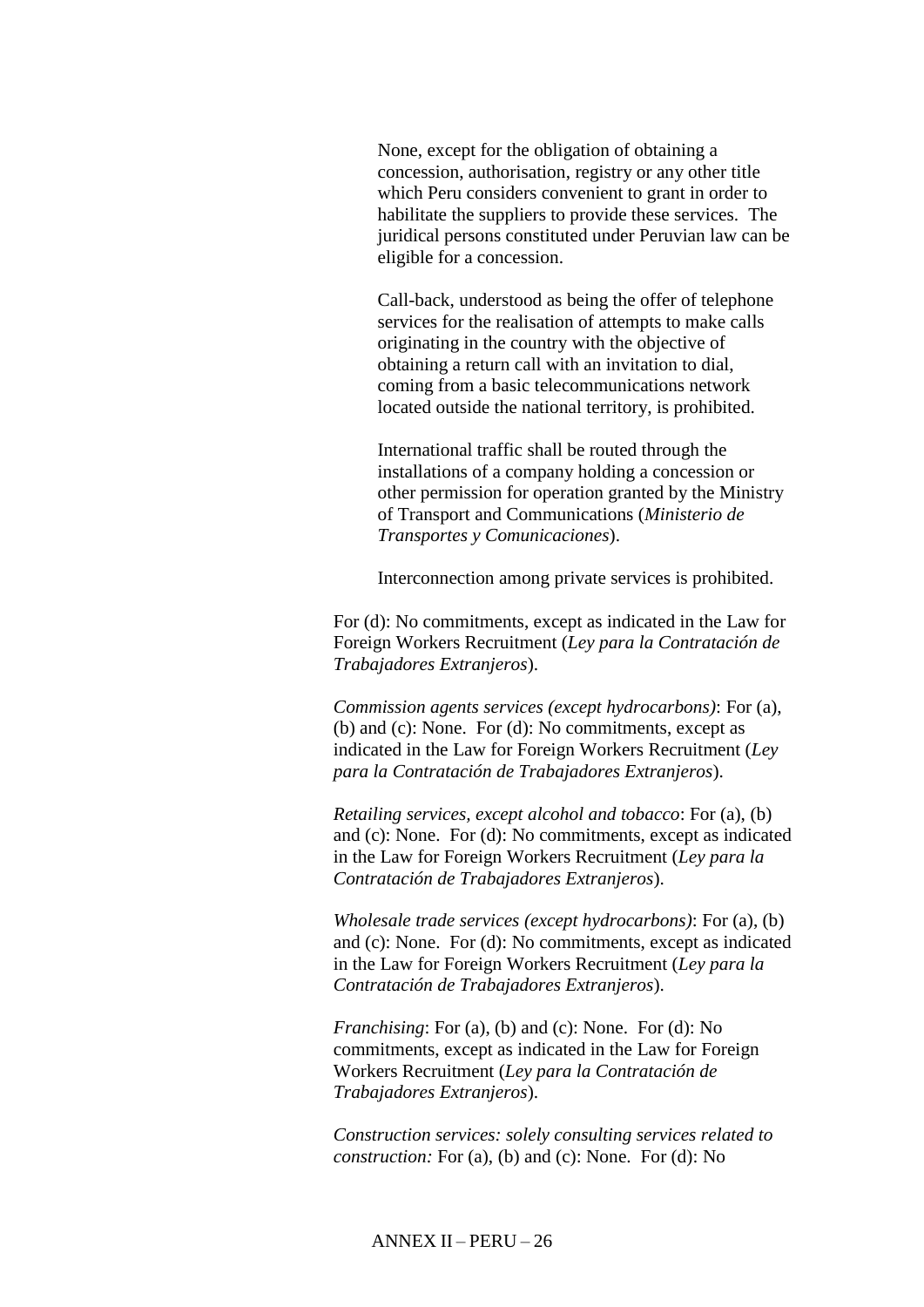None, except for the obligation of obtaining a concession, authorisation, registry or any other title which Peru considers convenient to grant in order to habilitate the suppliers to provide these services. The juridical persons constituted under Peruvian law can be eligible for a concession.

Call-back, understood as being the offer of telephone services for the realisation of attempts to make calls originating in the country with the objective of obtaining a return call with an invitation to dial, coming from a basic telecommunications network located outside the national territory, is prohibited.

International traffic shall be routed through the installations of a company holding a concession or other permission for operation granted by the Ministry of Transport and Communications (*Ministerio de Transportes y Comunicaciones*).

Interconnection among private services is prohibited.

For (d): No commitments, except as indicated in the Law for Foreign Workers Recruitment (*Ley para la Contratación de Trabajadores Extranjeros*).

*Commission agents services (except hydrocarbons)*: For (a), (b) and (c): None. For (d): No commitments, except as indicated in the Law for Foreign Workers Recruitment (*Ley para la Contratación de Trabajadores Extranjeros*).

*Retailing services, except alcohol and tobacco*: For (a), (b) and (c): None. For (d): No commitments, except as indicated in the Law for Foreign Workers Recruitment (*Ley para la Contratación de Trabajadores Extranjeros*).

*Wholesale trade services (except hydrocarbons)*: For (a), (b) and (c): None. For (d): No commitments, except as indicated in the Law for Foreign Workers Recruitment (*Ley para la Contratación de Trabajadores Extranjeros*).

*Franchising*: For (a), (b) and (c): None. For (d): No commitments, except as indicated in the Law for Foreign Workers Recruitment (*Ley para la Contratación de Trabajadores Extranjeros*).

*Construction services: solely consulting services related to construction:* For (a), (b) and (c): None. For (d): No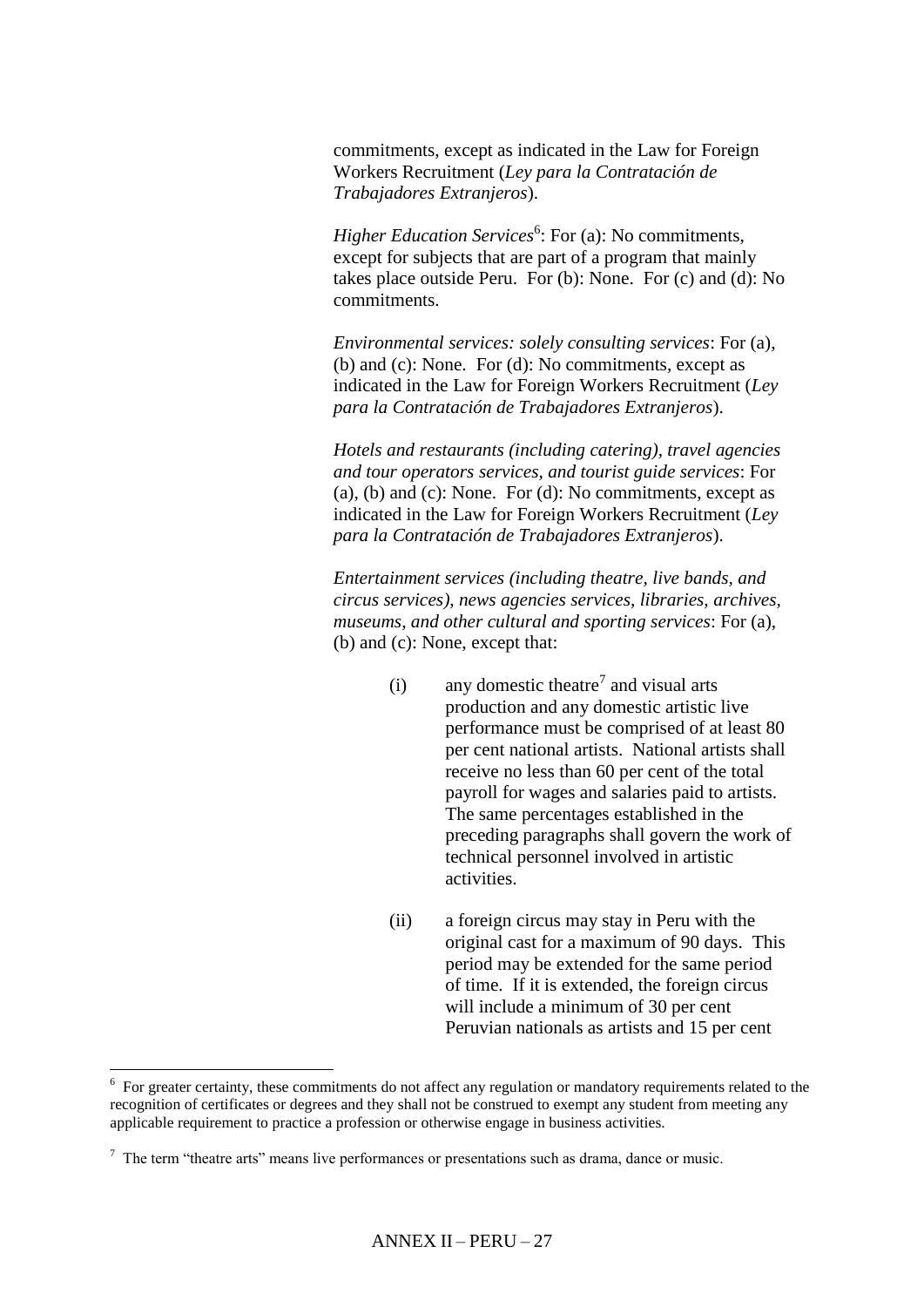commitments, except as indicated in the Law for Foreign Workers Recruitment (*Ley para la Contratación de Trabajadores Extranjeros*).

*Higher Education Services*[6]: For (a): No commitments, except for subjects that are part of a program that mainly takes place outside Peru. For (b): None. For (c) and (d): No commitments.

*Environmental services: solely consulting services*: For (a), (b) and (c): None. For (d): No commitments, except as indicated in the Law for Foreign Workers Recruitment (*Ley para la Contratación de Trabajadores Extranjeros*).

*Hotels and restaurants (including catering), travel agencies and tour operators services, and tourist guide services*: For (a), (b) and (c): None. For (d): No commitments, except as indicated in the Law for Foreign Workers Recruitment (*Ley para la Contratación de Trabajadores Extranjeros*).

*Entertainment services (including theatre, live bands, and circus services), news agencies services, libraries, archives, museums, and other cultural and sporting services*: For (a), (b) and (c): None, except that:

(i) any domestic theatre[7] and visual arts production and any domestic artistic live performance must be comprised of at least 80 per cent national artists. National artists shall receive no less than 60 per cent of the total payroll for wages and salaries paid to artists. The same percentages established in the preceding paragraphs shall govern the work of technical personnel involved in artistic activities.

(ii) a foreign circus may stay in Peru with the original cast for a maximum of 90 days. This period may be extended for the same period of time. If it is extended, the foreign circus will include a minimum of 30 per cent Peruvian nationals as artists and 15 per cent

---

[6] For greater certainty, these commitments do not affect any regulation or mandatory requirements related to the recognition of certificates or degrees and they shall not be construed to exempt any student from meeting any applicable requirement to practice a profession or otherwise engage in business activities.

[7] The term "theatre arts" means live performances or presentations such as drama, dance or music.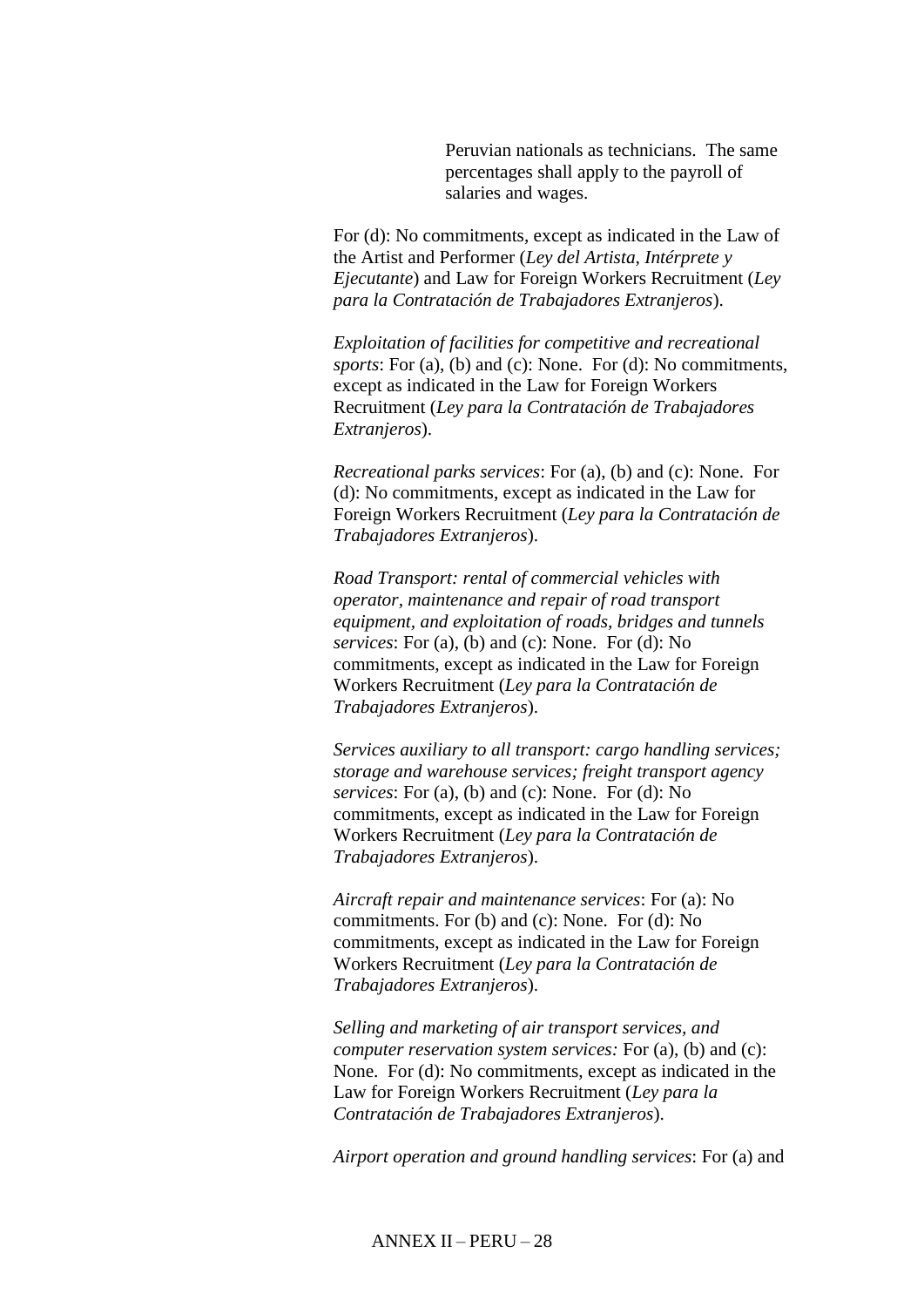Peruvian nationals as technicians. The same percentages shall apply to the payroll of salaries and wages.

For (d): No commitments, except as indicated in the Law of the Artist and Performer (*Ley del Artista, Intérprete y Ejecutante*) and Law for Foreign Workers Recruitment (*Ley para la Contratación de Trabajadores Extranjeros*).

*Exploitation of facilities for competitive and recreational sports*: For (a), (b) and (c): None. For (d): No commitments, except as indicated in the Law for Foreign Workers Recruitment (*Ley para la Contratación de Trabajadores Extranjeros*).

*Recreational parks services*: For (a), (b) and (c): None. For (d): No commitments, except as indicated in the Law for Foreign Workers Recruitment (*Ley para la Contratación de Trabajadores Extranjeros*).

*Road Transport: rental of commercial vehicles with operator, maintenance and repair of road transport equipment, and exploitation of roads, bridges and tunnels services*: For (a), (b) and (c): None. For (d): No commitments, except as indicated in the Law for Foreign Workers Recruitment (*Ley para la Contratación de Trabajadores Extranjeros*).

*Services auxiliary to all transport: cargo handling services; storage and warehouse services; freight transport agency services*: For (a), (b) and (c): None. For (d): No commitments, except as indicated in the Law for Foreign Workers Recruitment (*Ley para la Contratación de Trabajadores Extranjeros*).

*Aircraft repair and maintenance services*: For (a): No commitments. For (b) and (c): None. For (d): No commitments, except as indicated in the Law for Foreign Workers Recruitment (*Ley para la Contratación de Trabajadores Extranjeros*).

*Selling and marketing of air transport services, and computer reservation system services:* For (a), (b) and (c): None. For (d): No commitments, except as indicated in the Law for Foreign Workers Recruitment (*Ley para la Contratación de Trabajadores Extranjeros*).

*Airport operation and ground handling services*: For (a) and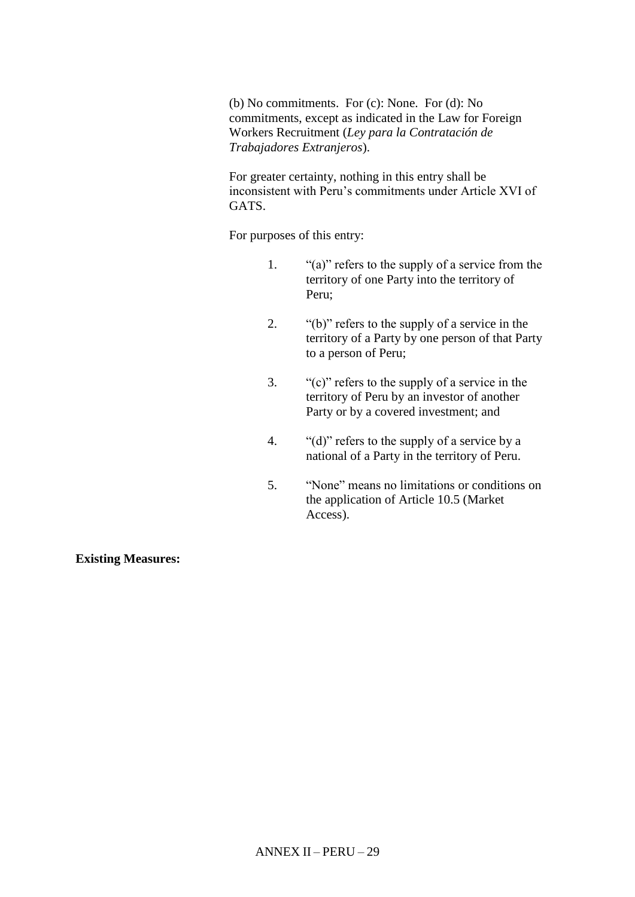(b) No commitments. For (c): None. For (d): No commitments, except as indicated in the Law for Foreign Workers Recruitment (*Ley para la Contratación de Trabajadores Extranjeros*).

For greater certainty, nothing in this entry shall be inconsistent with Peru's commitments under Article XVI of GATS.

For purposes of this entry:

1. "(a)" refers to the supply of a service from the territory of one Party into the territory of Peru;

2. "(b)" refers to the supply of a service in the territory of a Party by one person of that Party to a person of Peru;

3. "(c)" refers to the supply of a service in the territory of Peru by an investor of another Party or by a covered investment; and

4. "(d)" refers to the supply of a service by a national of a Party in the territory of Peru.

5. "None" means no limitations or conditions on the application of Article 10.5 (Market Access).

**Existing Measures:**